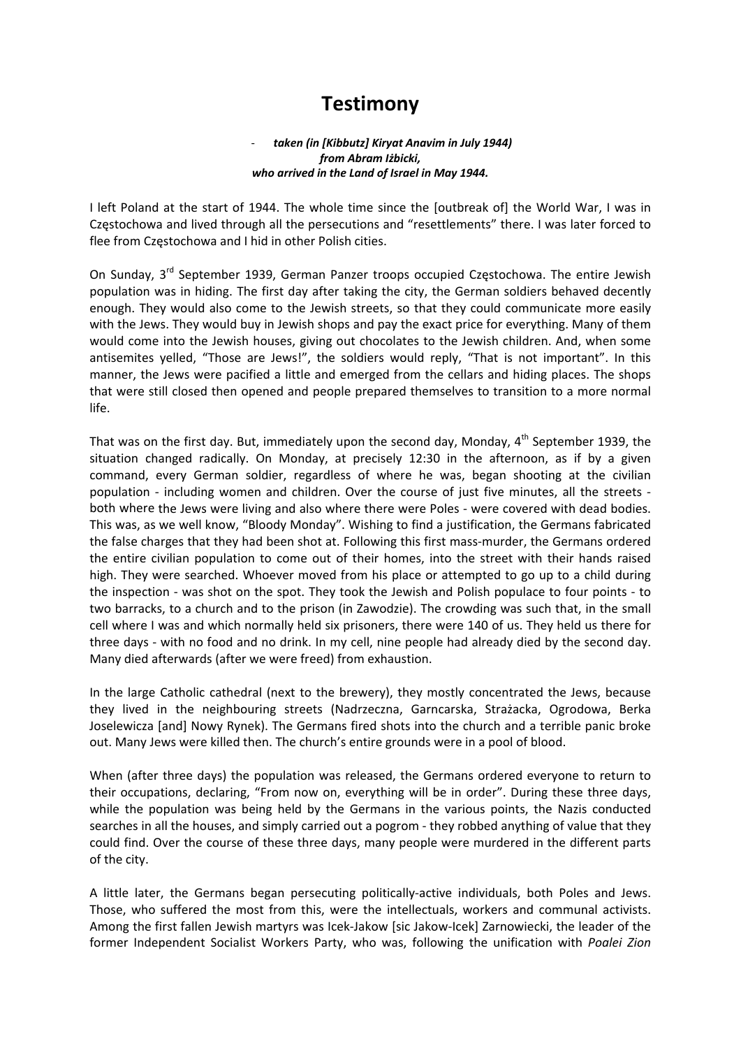# Testimony

- ***taken (in [Kibbutz] Kiryat Anavim in July 1944) from Abram Iżbicki, who arrived in the Land of Israel in May 1944.***

I left Poland at the start of 1944. The whole time since the [outbreak of] the World War, I was in Częstochowa and lived through all the persecutions and "resettlements" there. I was later forced to flee from Częstochowa and I hid in other Polish cities.

On Sunday, 3rd September 1939, German Panzer troops occupied Częstochowa. The entire Jewish population was in hiding. The first day after taking the city, the German soldiers behaved decently enough. They would also come to the Jewish streets, so that they could communicate more easily with the Jews. They would buy in Jewish shops and pay the exact price for everything. Many of them would come into the Jewish houses, giving out chocolates to the Jewish children. And, when some antisemites yelled, "Those are Jews!", the soldiers would reply, "That is not important". In this manner, the Jews were pacified a little and emerged from the cellars and hiding places. The shops that were still closed then opened and people prepared themselves to transition to a more normal life.

That was on the first day. But, immediately upon the second day, Monday, 4th September 1939, the situation changed radically. On Monday, at precisely 12:30 in the afternoon, as if by a given command, every German soldier, regardless of where he was, began shooting at the civilian population - including women and children. Over the course of just five minutes, all the streets - both where the Jews were living and also where there were Poles - were covered with dead bodies. This was, as we well know, "Bloody Monday". Wishing to find a justification, the Germans fabricated the false charges that they had been shot at. Following this first mass-murder, the Germans ordered the entire civilian population to come out of their homes, into the street with their hands raised high. They were searched. Whoever moved from his place or attempted to go up to a child during the inspection - was shot on the spot. They took the Jewish and Polish populace to four points - to two barracks, to a church and to the prison (in Zawodzie). The crowding was such that, in the small cell where I was and which normally held six prisoners, there were 140 of us. They held us there for three days - with no food and no drink. In my cell, nine people had already died by the second day. Many died afterwards (after we were freed) from exhaustion.

In the large Catholic cathedral (next to the brewery), they mostly concentrated the Jews, because they lived in the neighbouring streets (Nadrzeczna, Garncarska, Strażacka, Ogrodowa, Berka Joselewicza [and] Nowy Rynek). The Germans fired shots into the church and a terrible panic broke out. Many Jews were killed then. The church's entire grounds were in a pool of blood.

When (after three days) the population was released, the Germans ordered everyone to return to their occupations, declaring, "From now on, everything will be in order". During these three days, while the population was being held by the Germans in the various points, the Nazis conducted searches in all the houses, and simply carried out a pogrom - they robbed anything of value that they could find. Over the course of these three days, many people were murdered in the different parts of the city.

A little later, the Germans began persecuting politically-active individuals, both Poles and Jews. Those, who suffered the most from this, were the intellectuals, workers and communal activists. Among the first fallen Jewish martyrs was Icek-Jakow [sic Jakow-Icek] Zarnowiecki, the leader of the former Independent Socialist Workers Party, who was, following the unification with *Poalei Zion*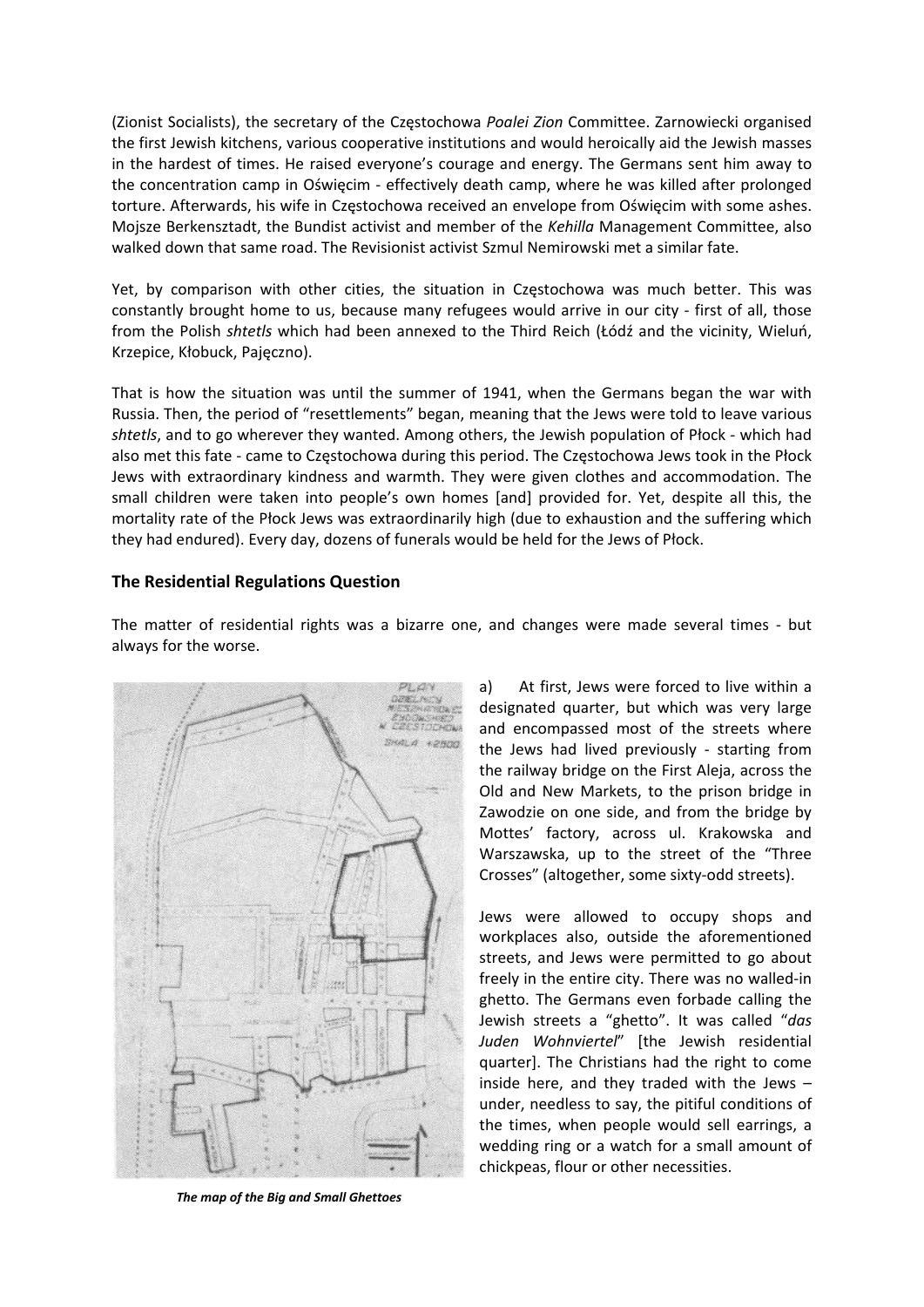(Zionist Socialists), the secretary of the Częstochowa *Poalei Zion* Committee. Zarnowiecki organised the first Jewish kitchens, various cooperative institutions and would heroically aid the Jewish masses in the hardest of times. He raised everyone's courage and energy. The Germans sent him away to the concentration camp in Oświęcim - effectively death camp, where he was killed after prolonged torture. Afterwards, his wife in Częstochowa received an envelope from Oświęcim with some ashes. Mojsze Berkensztadt, the Bundist activist and member of the *Kehilla* Management Committee, also walked down that same road. The Revisionist activist Szmul Nemirowski met a similar fate.

Yet, by comparison with other cities, the situation in Częstochowa was much better. This was constantly brought home to us, because many refugees would arrive in our city - first of all, those from the Polish *shtetls* which had been annexed to the Third Reich (Łódź and the vicinity, Wieluń, Krzepice, Kłobuck, Pajęczno).

That is how the situation was until the summer of 1941, when the Germans began the war with Russia. Then, the period of "resettlements" began, meaning that the Jews were told to leave various *shtetls*, and to go wherever they wanted. Among others, the Jewish population of Płock - which had also met this fate - came to Częstochowa during this period. The Częstochowa Jews took in the Płock Jews with extraordinary kindness and warmth. They were given clothes and accommodation. The small children were taken into people's own homes [and] provided for. Yet, despite all this, the mortality rate of the Płock Jews was extraordinarily high (due to exhaustion and the suffering which they had endured). Every day, dozens of funerals would be held for the Jews of Płock.

## The Residential Regulations Question

The matter of residential rights was a bizarre one, and changes were made several times - but always for the worse.

a) At first, Jews were forced to live within a designated quarter, but which was very large and encompassed most of the streets where the Jews had lived previously - starting from the railway bridge on the First Aleja, across the Old and New Markets, to the prison bridge in Zawodzie on one side, and from the bridge by Mottes' factory, across ul. Krakowska and Warszawska, up to the street of the "Three Crosses" (altogether, some sixty-odd streets).

Jews were allowed to occupy shops and workplaces also, outside the aforementioned streets, and Jews were permitted to go about freely in the entire city. There was no walled-in ghetto. The Germans even forbade calling the Jewish streets a "ghetto". It was called "*das Juden Wohnviertel*" [the Jewish residential quarter]. The Christians had the right to come inside here, and they traded with the Jews – under, needless to say, the pitiful conditions of the times, when people would sell earrings, a wedding ring or a watch for a small amount of chickpeas, flour or other necessities.

***The map of the Big and Small Ghettoes***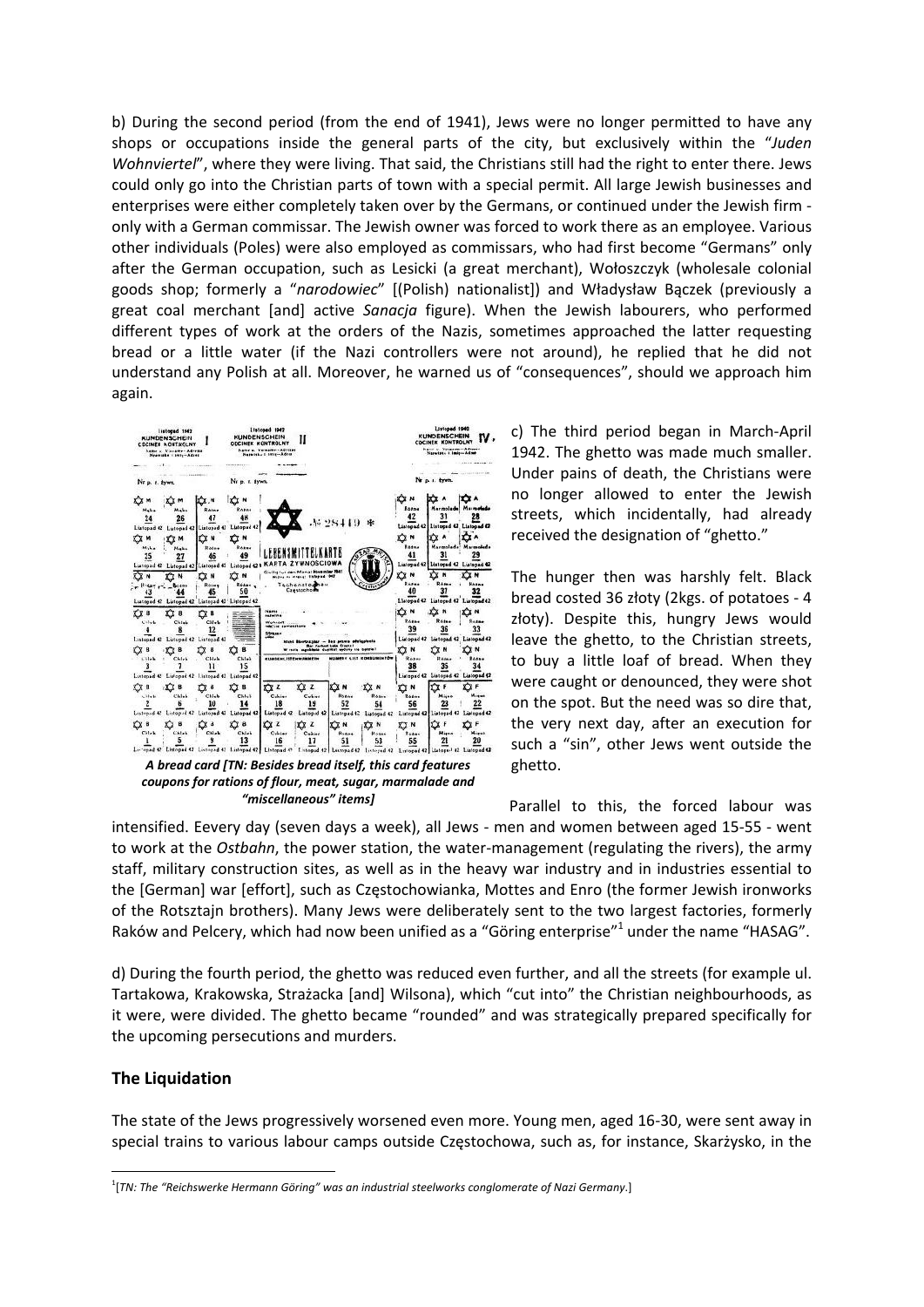b) During the second period (from the end of 1941), Jews were no longer permitted to have any shops or occupations inside the general parts of the city, but exclusively within the "*Juden Wohnviertel*", where they were living. That said, the Christians still had the right to enter there. Jews could only go into the Christian parts of town with a special permit. All large Jewish businesses and enterprises were either completely taken over by the Germans, or continued under the Jewish firm - only with a German commissar. The Jewish owner was forced to work there as an employee. Various other individuals (Poles) were also employed as commissars, who had first become "Germans" only after the German occupation, such as Lesicki (a great merchant), Wołoszczyk (wholesale colonial goods shop; formerly a "*narodowiec*" [(Polish) nationalist]) and Władysław Bączek (previously a great coal merchant [and] active *Sanacja* figure). When the Jewish labourers, who performed different types of work at the orders of the Nazis, sometimes approached the latter requesting bread or a little water (if the Nazi controllers were not around), he replied that he did not understand any Polish at all. Moreover, he warned us of "consequences", should we approach him again.

***A bread card [TN: Besides bread itself, this card features coupons for rations of flour, meat, sugar, marmalade and "miscellaneous" items]***

c) The third period began in March-April 1942. The ghetto was made much smaller. Under pains of death, the Christians were no longer allowed to enter the Jewish streets, which incidentally, had already received the designation of "ghetto."

The hunger then was harshly felt. Black bread costed 36 złoty (2kgs. of potatoes - 4 złoty). Despite this, hungry Jews would leave the ghetto, to the Christian streets, to buy a little loaf of bread. When they were caught or denounced, they were shot on the spot. But the need was so dire that, the very next day, after an execution for such a "sin", other Jews went outside the ghetto.

Parallel to this, the forced labour was intensified. Eevery day (seven days a week), all Jews - men and women between aged 15-55 - went to work at the *Ostbahn*, the power station, the water-management (regulating the rivers), the army staff, military construction sites, as well as in the heavy war industry and in industries essential to the [German] war [effort], such as Częstochowianka, Mottes and Enro (the former Jewish ironworks of the Rotsztajn brothers). Many Jews were deliberately sent to the two largest factories, formerly Raków and Pelcery, which had now been unified as a "Göring enterprise"[1] under the name "HASAG".

d) During the fourth period, the ghetto was reduced even further, and all the streets (for example ul. Tartakowa, Krakowska, Strażacka [and] Wilsona), which "cut into" the Christian neighbourhoods, as it were, were divided. The ghetto became "rounded" and was strategically prepared specifically for the upcoming persecutions and murders.

## The Liquidation

The state of the Jews progressively worsened even more. Young men, aged 16-30, were sent away in special trains to various labour camps outside Częstochowa, such as, for instance, Skarżysko, in the

[1] [*TN: The "Reichswerke Hermann Göring" was an industrial steelworks conglomerate of Nazi Germany.*]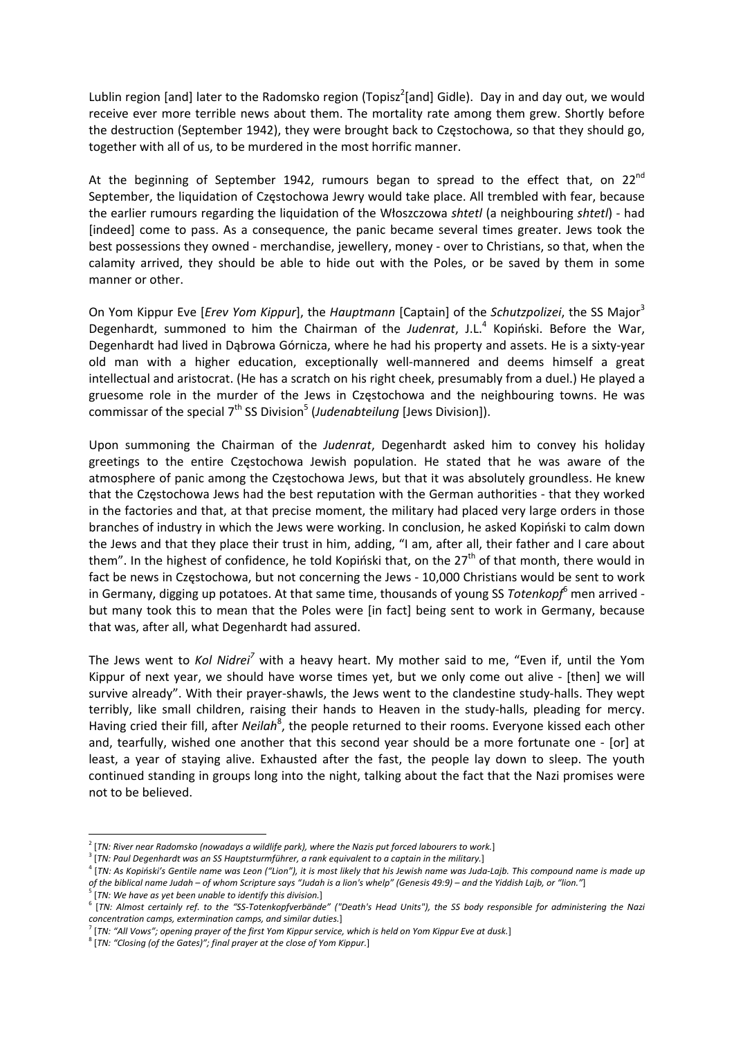Lublin region [and] later to the Radomsko region (Topisz[2][and] Gidle). Day in and day out, we would receive ever more terrible news about them. The mortality rate among them grew. Shortly before the destruction (September 1942), they were brought back to Częstochowa, so that they should go, together with all of us, to be murdered in the most horrific manner.

At the beginning of September 1942, rumours began to spread to the effect that, on 22nd September, the liquidation of Częstochowa Jewry would take place. All trembled with fear, because the earlier rumours regarding the liquidation of the Włoszczowa *shtetl* (a neighbouring *shtetl*) - had [indeed] come to pass. As a consequence, the panic became several times greater. Jews took the best possessions they owned - merchandise, jewellery, money - over to Christians, so that, when the calamity arrived, they should be able to hide out with the Poles, or be saved by them in some manner or other.

On Yom Kippur Eve [*Erev Yom Kippur*], the *Hauptmann* [Captain] of the *Schutzpolizei*, the SS Major[3] Degenhardt, summoned to him the Chairman of the *Judenrat*, J.L.[4] Kopiński. Before the War, Degenhardt had lived in Dąbrowa Górnicza, where he had his property and assets. He is a sixty-year old man with a higher education, exceptionally well-mannered and deems himself a great intellectual and aristocrat. (He has a scratch on his right cheek, presumably from a duel.) He played a gruesome role in the murder of the Jews in Częstochowa and the neighbouring towns. He was commissar of the special 7th SS Division[5] (*Judenabteilung* [Jews Division]).

Upon summoning the Chairman of the *Judenrat*, Degenhardt asked him to convey his holiday greetings to the entire Częstochowa Jewish population. He stated that he was aware of the atmosphere of panic among the Częstochowa Jews, but that it was absolutely groundless. He knew that the Częstochowa Jews had the best reputation with the German authorities - that they worked in the factories and that, at that precise moment, the military had placed very large orders in those branches of industry in which the Jews were working. In conclusion, he asked Kopiński to calm down the Jews and that they place their trust in him, adding, "I am, after all, their father and I care about them". In the highest of confidence, he told Kopiński that, on the 27th of that month, there would in fact be news in Częstochowa, but not concerning the Jews - 10,000 Christians would be sent to work in Germany, digging up potatoes. At that same time, thousands of young SS *Totenkopf*[6] men arrived - but many took this to mean that the Poles were [in fact] being sent to work in Germany, because that was, after all, what Degenhardt had assured.

The Jews went to *Kol Nidrei*[7] with a heavy heart. My mother said to me, "Even if, until the Yom Kippur of next year, we should have worse times yet, but we only come out alive - [then] we will survive already". With their prayer-shawls, the Jews went to the clandestine study-halls. They wept terribly, like small children, raising their hands to Heaven in the study-halls, pleading for mercy. Having cried their fill, after *Neilah*[8], the people returned to their rooms. Everyone kissed each other and, tearfully, wished one another that this second year should be a more fortunate one - [or] at least, a year of staying alive. Exhausted after the fast, the people lay down to sleep. The youth continued standing in groups long into the night, talking about the fact that the Nazi promises were not to be believed.

---

[2] [*TN: River near Radomsko (nowadays a wildlife park), where the Nazis put forced labourers to work.*]

[3] [*TN: Paul Degenhardt was an SS Hauptsturmführer, a rank equivalent to a captain in the military.*]

[4] [*TN: As Kopiński's Gentile name was Leon ("Lion"), it is most likely that his Jewish name was Juda-Lajb. This compound name is made up of the biblical name Judah – of whom Scripture says "Judah is a lion's whelp" (Genesis 49:9) – and the Yiddish Lajb, or "lion."*]

[5] [*TN: We have as yet been unable to identify this division.*]

[6] [*TN: Almost certainly ref. to the "SS-Totenkopfverbände" ("Death's Head Units"), the SS body responsible for administering the Nazi concentration camps, extermination camps, and similar duties.*]

[7] [*TN: "All Vows"; opening prayer of the first Yom Kippur service, which is held on Yom Kippur Eve at dusk.*]

[8] [*TN: "Closing (of the Gates)"; final prayer at the close of Yom Kippur.*]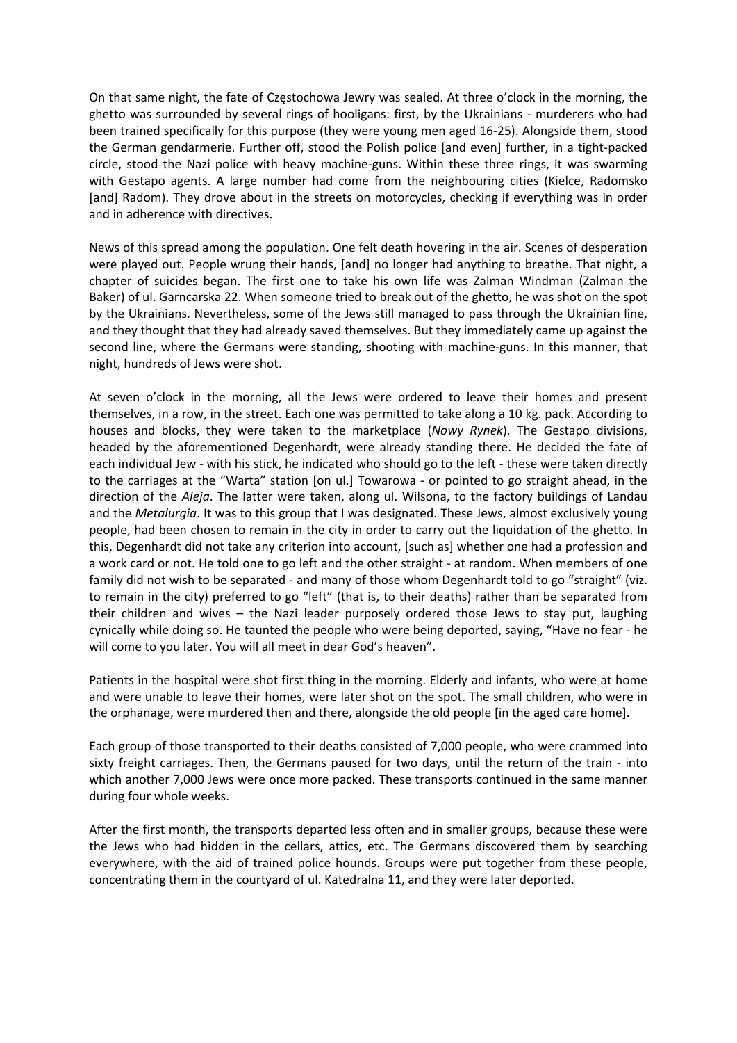On that same night, the fate of Częstochowa Jewry was sealed. At three o'clock in the morning, the ghetto was surrounded by several rings of hooligans: first, by the Ukrainians - murderers who had been trained specifically for this purpose (they were young men aged 16-25). Alongside them, stood the German gendarmerie. Further off, stood the Polish police [and even] further, in a tight-packed circle, stood the Nazi police with heavy machine-guns. Within these three rings, it was swarming with Gestapo agents. A large number had come from the neighbouring cities (Kielce, Radomsko [and] Radom). They drove about in the streets on motorcycles, checking if everything was in order and in adherence with directives.

News of this spread among the population. One felt death hovering in the air. Scenes of desperation were played out. People wrung their hands, [and] no longer had anything to breathe. That night, a chapter of suicides began. The first one to take his own life was Zalman Windman (Zalman the Baker) of ul. Garncarska 22. When someone tried to break out of the ghetto, he was shot on the spot by the Ukrainians. Nevertheless, some of the Jews still managed to pass through the Ukrainian line, and they thought that they had already saved themselves. But they immediately came up against the second line, where the Germans were standing, shooting with machine-guns. In this manner, that night, hundreds of Jews were shot.

At seven o'clock in the morning, all the Jews were ordered to leave their homes and present themselves, in a row, in the street. Each one was permitted to take along a 10 kg. pack. According to houses and blocks, they were taken to the marketplace (*Nowy Rynek*). The Gestapo divisions, headed by the aforementioned Degenhardt, were already standing there. He decided the fate of each individual Jew - with his stick, he indicated who should go to the left - these were taken directly to the carriages at the "Warta" station [on ul.] Towarowa - or pointed to go straight ahead, in the direction of the *Aleja*. The latter were taken, along ul. Wilsona, to the factory buildings of Landau and the *Metalurgia*. It was to this group that I was designated. These Jews, almost exclusively young people, had been chosen to remain in the city in order to carry out the liquidation of the ghetto. In this, Degenhardt did not take any criterion into account, [such as] whether one had a profession and a work card or not. He told one to go left and the other straight - at random. When members of one family did not wish to be separated - and many of those whom Degenhardt told to go "straight" (viz. to remain in the city) preferred to go "left" (that is, to their deaths) rather than be separated from their children and wives – the Nazi leader purposely ordered those Jews to stay put, laughing cynically while doing so. He taunted the people who were being deported, saying, "Have no fear - he will come to you later. You will all meet in dear God's heaven".

Patients in the hospital were shot first thing in the morning. Elderly and infants, who were at home and were unable to leave their homes, were later shot on the spot. The small children, who were in the orphanage, were murdered then and there, alongside the old people [in the aged care home].

Each group of those transported to their deaths consisted of 7,000 people, who were crammed into sixty freight carriages. Then, the Germans paused for two days, until the return of the train - into which another 7,000 Jews were once more packed. These transports continued in the same manner during four whole weeks.

After the first month, the transports departed less often and in smaller groups, because these were the Jews who had hidden in the cellars, attics, etc. The Germans discovered them by searching everywhere, with the aid of trained police hounds. Groups were put together from these people, concentrating them in the courtyard of ul. Katedralna 11, and they were later deported.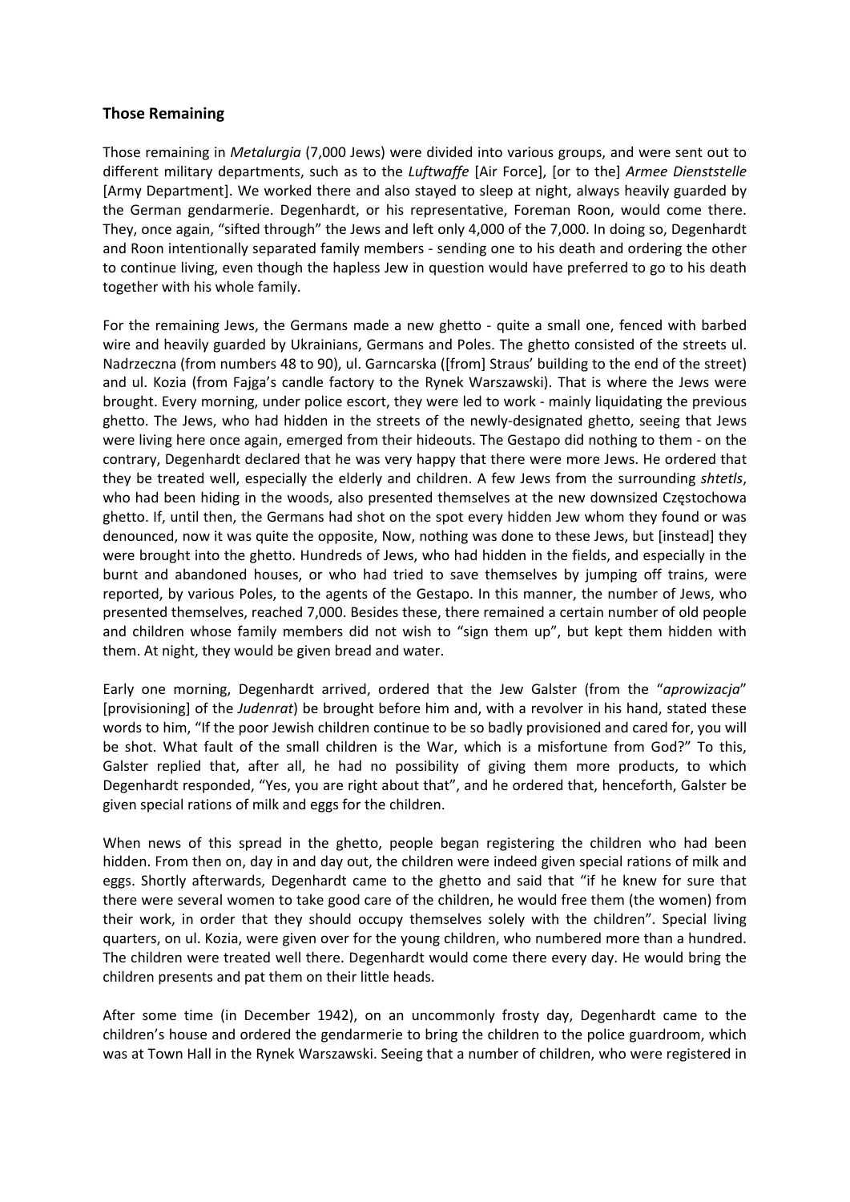### Those Remaining

Those remaining in *Metalurgia* (7,000 Jews) were divided into various groups, and were sent out to different military departments, such as to the *Luftwaffe* [Air Force], [or to the] *Armee Dienststelle* [Army Department]. We worked there and also stayed to sleep at night, always heavily guarded by the German gendarmerie. Degenhardt, or his representative, Foreman Roon, would come there. They, once again, "sifted through" the Jews and left only 4,000 of the 7,000. In doing so, Degenhardt and Roon intentionally separated family members - sending one to his death and ordering the other to continue living, even though the hapless Jew in question would have preferred to go to his death together with his whole family.

For the remaining Jews, the Germans made a new ghetto - quite a small one, fenced with barbed wire and heavily guarded by Ukrainians, Germans and Poles. The ghetto consisted of the streets ul. Nadrzeczna (from numbers 48 to 90), ul. Garncarska ([from] Straus' building to the end of the street) and ul. Kozia (from Fajga's candle factory to the Rynek Warszawski). That is where the Jews were brought. Every morning, under police escort, they were led to work - mainly liquidating the previous ghetto. The Jews, who had hidden in the streets of the newly-designated ghetto, seeing that Jews were living here once again, emerged from their hideouts. The Gestapo did nothing to them - on the contrary, Degenhardt declared that he was very happy that there were more Jews. He ordered that they be treated well, especially the elderly and children. A few Jews from the surrounding *shtetls*, who had been hiding in the woods, also presented themselves at the new downsized Częstochowa ghetto. If, until then, the Germans had shot on the spot every hidden Jew whom they found or was denounced, now it was quite the opposite, Now, nothing was done to these Jews, but [instead] they were brought into the ghetto. Hundreds of Jews, who had hidden in the fields, and especially in the burnt and abandoned houses, or who had tried to save themselves by jumping off trains, were reported, by various Poles, to the agents of the Gestapo. In this manner, the number of Jews, who presented themselves, reached 7,000. Besides these, there remained a certain number of old people and children whose family members did not wish to "sign them up", but kept them hidden with them. At night, they would be given bread and water.

Early one morning, Degenhardt arrived, ordered that the Jew Galster (from the "*aprowizacja*" [provisioning] of the *Judenrat*) be brought before him and, with a revolver in his hand, stated these words to him, "If the poor Jewish children continue to be so badly provisioned and cared for, you will be shot. What fault of the small children is the War, which is a misfortune from God?" To this, Galster replied that, after all, he had no possibility of giving them more products, to which Degenhardt responded, "Yes, you are right about that", and he ordered that, henceforth, Galster be given special rations of milk and eggs for the children.

When news of this spread in the ghetto, people began registering the children who had been hidden. From then on, day in and day out, the children were indeed given special rations of milk and eggs. Shortly afterwards, Degenhardt came to the ghetto and said that "if he knew for sure that there were several women to take good care of the children, he would free them (the women) from their work, in order that they should occupy themselves solely with the children". Special living quarters, on ul. Kozia, were given over for the young children, who numbered more than a hundred. The children were treated well there. Degenhardt would come there every day. He would bring the children presents and pat them on their little heads.

After some time (in December 1942), on an uncommonly frosty day, Degenhardt came to the children's house and ordered the gendarmerie to bring the children to the police guardroom, which was at Town Hall in the Rynek Warszawski. Seeing that a number of children, who were registered in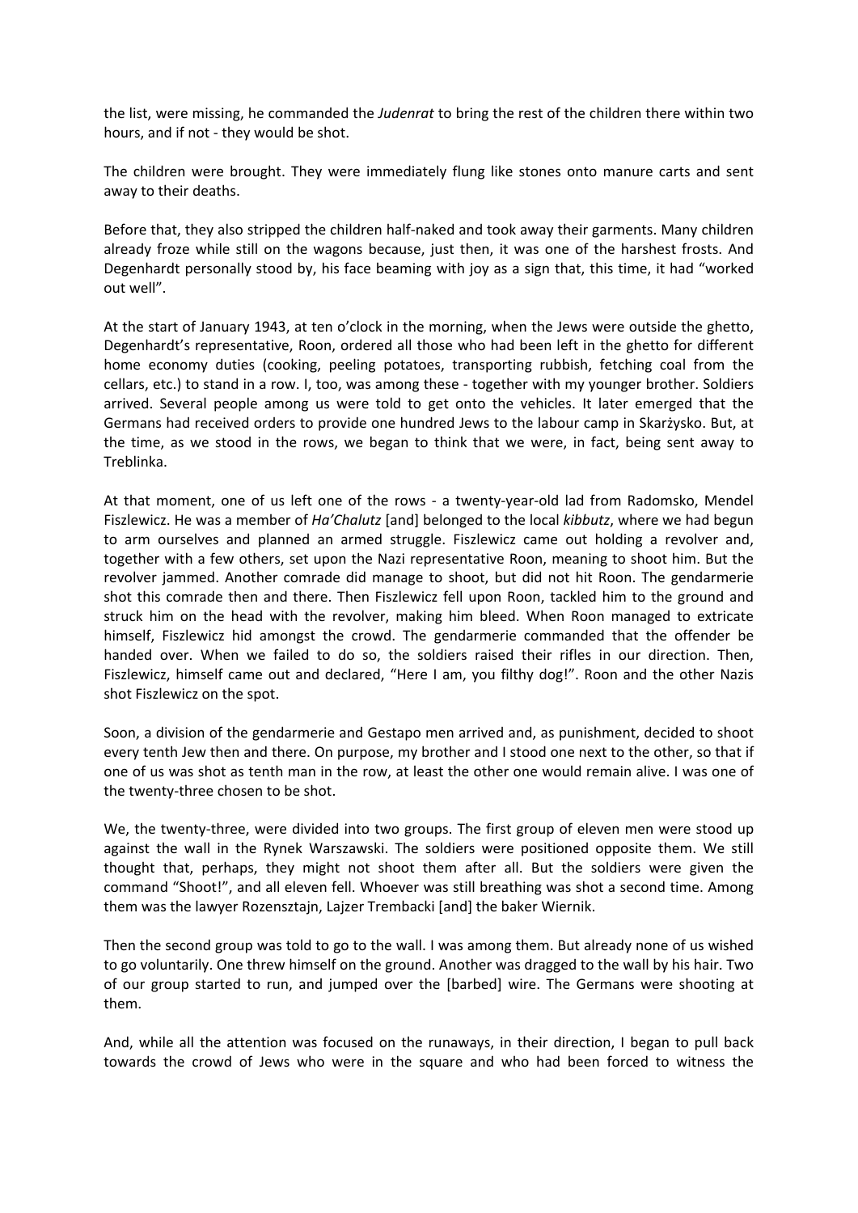the list, were missing, he commanded the *Judenrat* to bring the rest of the children there within two hours, and if not - they would be shot.

The children were brought. They were immediately flung like stones onto manure carts and sent away to their deaths.

Before that, they also stripped the children half-naked and took away their garments. Many children already froze while still on the wagons because, just then, it was one of the harshest frosts. And Degenhardt personally stood by, his face beaming with joy as a sign that, this time, it had "worked out well".

At the start of January 1943, at ten o'clock in the morning, when the Jews were outside the ghetto, Degenhardt's representative, Roon, ordered all those who had been left in the ghetto for different home economy duties (cooking, peeling potatoes, transporting rubbish, fetching coal from the cellars, etc.) to stand in a row. I, too, was among these - together with my younger brother. Soldiers arrived. Several people among us were told to get onto the vehicles. It later emerged that the Germans had received orders to provide one hundred Jews to the labour camp in Skarżysko. But, at the time, as we stood in the rows, we began to think that we were, in fact, being sent away to Treblinka.

At that moment, one of us left one of the rows - a twenty-year-old lad from Radomsko, Mendel Fiszlewicz. He was a member of *Ha'Chalutz* [and] belonged to the local *kibbutz*, where we had begun to arm ourselves and planned an armed struggle. Fiszlewicz came out holding a revolver and, together with a few others, set upon the Nazi representative Roon, meaning to shoot him. But the revolver jammed. Another comrade did manage to shoot, but did not hit Roon. The gendarmerie shot this comrade then and there. Then Fiszlewicz fell upon Roon, tackled him to the ground and struck him on the head with the revolver, making him bleed. When Roon managed to extricate himself, Fiszlewicz hid amongst the crowd. The gendarmerie commanded that the offender be handed over. When we failed to do so, the soldiers raised their rifles in our direction. Then, Fiszlewicz, himself came out and declared, "Here I am, you filthy dog!". Roon and the other Nazis shot Fiszlewicz on the spot.

Soon, a division of the gendarmerie and Gestapo men arrived and, as punishment, decided to shoot every tenth Jew then and there. On purpose, my brother and I stood one next to the other, so that if one of us was shot as tenth man in the row, at least the other one would remain alive. I was one of the twenty-three chosen to be shot.

We, the twenty-three, were divided into two groups. The first group of eleven men were stood up against the wall in the Rynek Warszawski. The soldiers were positioned opposite them. We still thought that, perhaps, they might not shoot them after all. But the soldiers were given the command "Shoot!", and all eleven fell. Whoever was still breathing was shot a second time. Among them was the lawyer Rozensztajn, Lajzer Trembacki [and] the baker Wiernik.

Then the second group was told to go to the wall. I was among them. But already none of us wished to go voluntarily. One threw himself on the ground. Another was dragged to the wall by his hair. Two of our group started to run, and jumped over the [barbed] wire. The Germans were shooting at them.

And, while all the attention was focused on the runaways, in their direction, I began to pull back towards the crowd of Jews who were in the square and who had been forced to witness the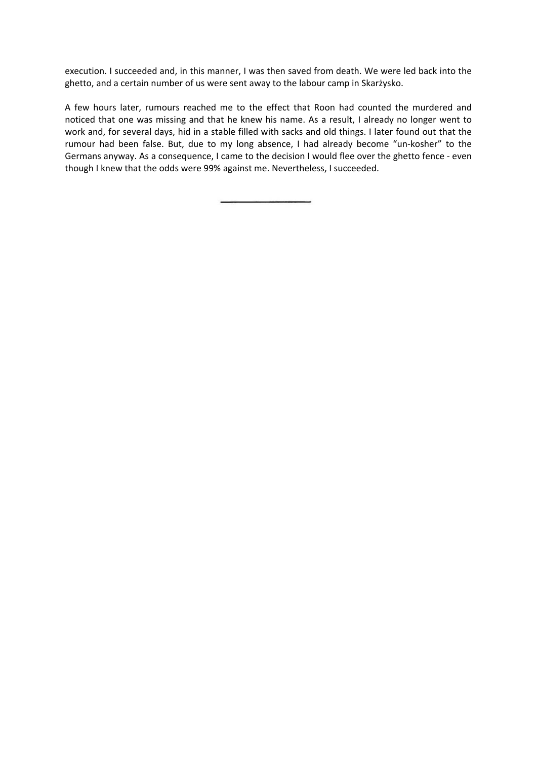execution. I succeeded and, in this manner, I was then saved from death. We were led back into the ghetto, and a certain number of us were sent away to the labour camp in Skarżysko.

A few hours later, rumours reached me to the effect that Roon had counted the murdered and noticed that one was missing and that he knew his name. As a result, I already no longer went to work and, for several days, hid in a stable filled with sacks and old things. I later found out that the rumour had been false. But, due to my long absence, I had already become "un-kosher" to the Germans anyway. As a consequence, I came to the decision I would flee over the ghetto fence - even though I knew that the odds were 99% against me. Nevertheless, I succeeded.

---